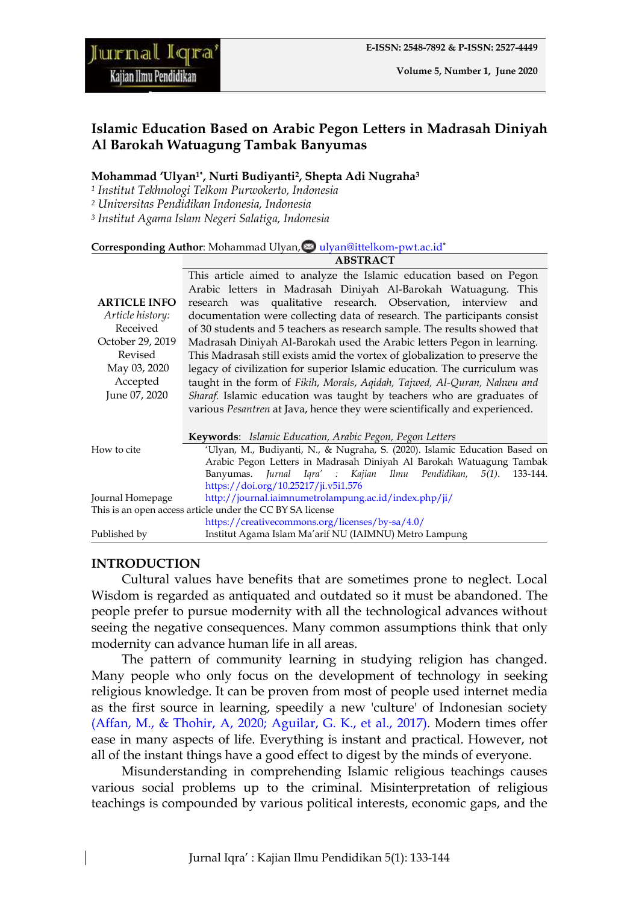# Islamic Education Based on Arabic Pegon Letters in Madrasah Diniyah Al Barokah Watuagung Tambak Banyumas

**Mohammad 'Ulyan[1*], Nurti Budiyanti[2], Shepta Adi Nugraha[3]**

[1] *Institut Tekhnologi Telkom Purwokerto, Indonesia*
[2] *Universitas Pendidikan Indonesia, Indonesia*
[3] *Institut Agama Islam Negeri Salatiga, Indonesia*

**Corresponding Author**: Mohammad Ulyan, ulyan@ittelkom-pwt.ac.id*

| ARTICLE INFO | ABSTRACT |
|---|---|
| *Article history:* Received October 29, 2019 Revised May 03, 2020 Accepted June 07, 2020 | This article aimed to analyze the Islamic education based on Pegon Arabic letters in Madrasah Diniyah Al-Barokah Watuagung. This research was qualitative research. Observation, interview and documentation were collecting data of research. The participants consist of 30 students and 5 teachers as research sample. The results showed that Madrasah Diniyah Al-Barokah used the Arabic letters Pegon in learning. This Madrasah still exists amid the vortex of globalization to preserve the legacy of civilization for superior Islamic education. The curriculum was taught in the form of *Fikih*, *Morals*, *Aqidah, Tajwed, Al-Quran, Nahwu and Sharaf.* Islamic education was taught by teachers who are graduates of various *Pesantren* at Java, hence they were scientifically and experienced. **Keywords**: *Islamic Education, Arabic Pegon, Pegon Letters* |
| How to cite | 'Ulyan, M., Budiyanti, N., & Nugraha, S. (2020). Islamic Education Based on Arabic Pegon Letters in Madrasah Diniyah Al Barokah Watuagung Tambak Banyumas. *Jurnal Iqra' : Kajian Ilmu Pendidikan, 5(1).* 133-144. https://doi.org/10.25217/ji.v5i1.576 |
| Journal Homepage | http://journal.iaimnumetrolampung.ac.id/index.php/ji/ |
| This is an open access article under the CC BY SA license | https://creativecommons.org/licenses/by-sa/4.0/ |
| Published by | Institut Agama Islam Ma'arif NU (IAIMNU) Metro Lampung |

## INTRODUCTION

Cultural values have benefits that are sometimes prone to neglect. Local Wisdom is regarded as antiquated and outdated so it must be abandoned. The people prefer to pursue modernity with all the technological advances without seeing the negative consequences. Many common assumptions think that only modernity can advance human life in all areas.

The pattern of community learning in studying religion has changed. Many people who only focus on the development of technology in seeking religious knowledge. It can be proven from most of people used internet media as the first source in learning, speedily a new 'culture' of Indonesian society (Affan, M., & Thohir, A, 2020; Aguilar, G. K., et al., 2017). Modern times offer ease in many aspects of life. Everything is instant and practical. However, not all of the instant things have a good effect to digest by the minds of everyone.

Misunderstanding in comprehending Islamic religious teachings causes various social problems up to the criminal. Misinterpretation of religious teachings is compounded by various political interests, economic gaps, and the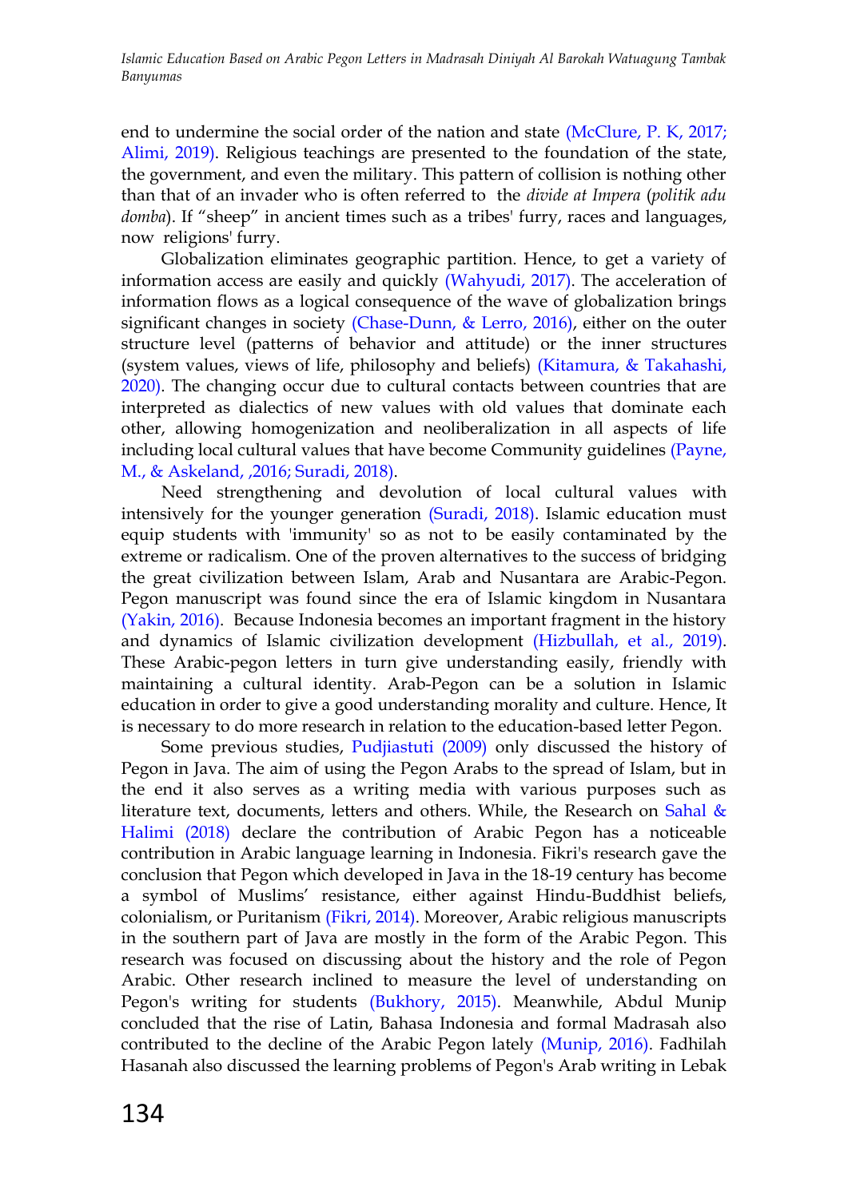end to undermine the social order of the nation and state (McClure, P. K, 2017; Alimi, 2019). Religious teachings are presented to the foundation of the state, the government, and even the military. This pattern of collision is nothing other than that of an invader who is often referred to the *divide at Impera* (*politik adu domba*). If "sheep" in ancient times such as a tribes' furry, races and languages, now religions' furry.

Globalization eliminates geographic partition. Hence, to get a variety of information access are easily and quickly (Wahyudi, 2017). The acceleration of information flows as a logical consequence of the wave of globalization brings significant changes in society (Chase-Dunn, & Lerro, 2016), either on the outer structure level (patterns of behavior and attitude) or the inner structures (system values, views of life, philosophy and beliefs) (Kitamura, & Takahashi, 2020). The changing occur due to cultural contacts between countries that are interpreted as dialectics of new values with old values that dominate each other, allowing homogenization and neoliberalization in all aspects of life including local cultural values that have become Community guidelines (Payne, M., & Askeland, ,2016; Suradi, 2018).

Need strengthening and devolution of local cultural values with intensively for the younger generation (Suradi, 2018). Islamic education must equip students with 'immunity' so as not to be easily contaminated by the extreme or radicalism. One of the proven alternatives to the success of bridging the great civilization between Islam, Arab and Nusantara are Arabic-Pegon. Pegon manuscript was found since the era of Islamic kingdom in Nusantara (Yakin, 2016). Because Indonesia becomes an important fragment in the history and dynamics of Islamic civilization development (Hizbullah, et al., 2019). These Arabic-pegon letters in turn give understanding easily, friendly with maintaining a cultural identity. Arab-Pegon can be a solution in Islamic education in order to give a good understanding morality and culture. Hence, It is necessary to do more research in relation to the education-based letter Pegon.

Some previous studies, Pudjiastuti (2009) only discussed the history of Pegon in Java. The aim of using the Pegon Arabs to the spread of Islam, but in the end it also serves as a writing media with various purposes such as literature text, documents, letters and others. While, the Research on Sahal & Halimi (2018) declare the contribution of Arabic Pegon has a noticeable contribution in Arabic language learning in Indonesia. Fikri's research gave the conclusion that Pegon which developed in Java in the 18-19 century has become a symbol of Muslims' resistance, either against Hindu-Buddhist beliefs, colonialism, or Puritanism (Fikri, 2014). Moreover, Arabic religious manuscripts in the southern part of Java are mostly in the form of the Arabic Pegon. This research was focused on discussing about the history and the role of Pegon Arabic. Other research inclined to measure the level of understanding on Pegon's writing for students (Bukhory, 2015). Meanwhile, Abdul Munip concluded that the rise of Latin, Bahasa Indonesia and formal Madrasah also contributed to the decline of the Arabic Pegon lately (Munip, 2016). Fadhilah Hasanah also discussed the learning problems of Pegon's Arab writing in Lebak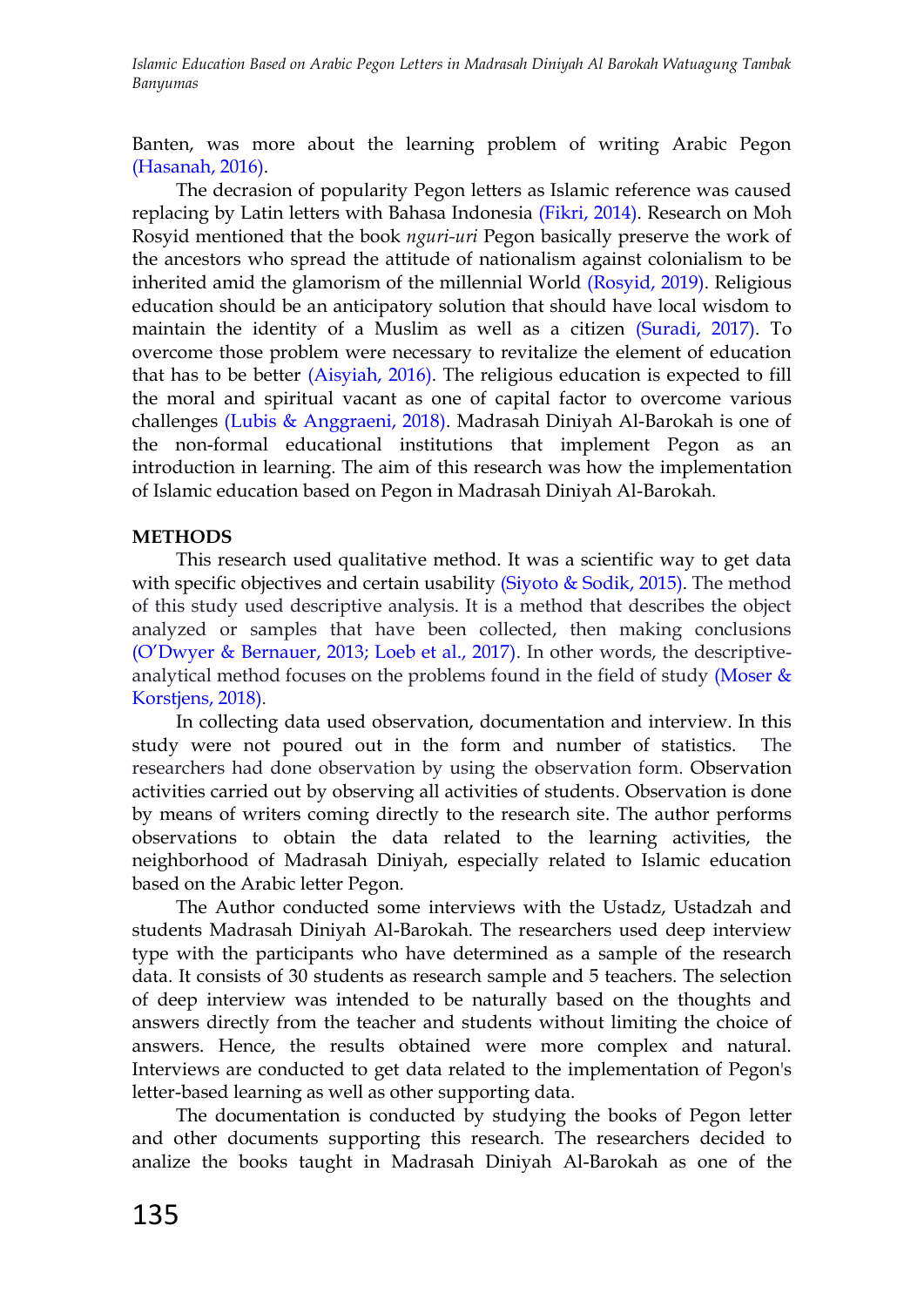Banten, was more about the learning problem of writing Arabic Pegon (Hasanah, 2016).

The decrasion of popularity Pegon letters as Islamic reference was caused replacing by Latin letters with Bahasa Indonesia (Fikri, 2014). Research on Moh Rosyid mentioned that the book *nguri-uri* Pegon basically preserve the work of the ancestors who spread the attitude of nationalism against colonialism to be inherited amid the glamorism of the millennial World (Rosyid, 2019). Religious education should be an anticipatory solution that should have local wisdom to maintain the identity of a Muslim as well as a citizen (Suradi, 2017). To overcome those problem were necessary to revitalize the element of education that has to be better (Aisyiah, 2016). The religious education is expected to fill the moral and spiritual vacant as one of capital factor to overcome various challenges (Lubis & Anggraeni, 2018). Madrasah Diniyah Al-Barokah is one of the non-formal educational institutions that implement Pegon as an introduction in learning. The aim of this research was how the implementation of Islamic education based on Pegon in Madrasah Diniyah Al-Barokah.

**METHODS**

This research used qualitative method. It was a scientific way to get data with specific objectives and certain usability (Siyoto & Sodik, 2015). The method of this study used descriptive analysis. It is a method that describes the object analyzed or samples that have been collected, then making conclusions (O'Dwyer & Bernauer, 2013; Loeb et al., 2017). In other words, the descriptive-analytical method focuses on the problems found in the field of study (Moser & Korstjens, 2018).

In collecting data used observation, documentation and interview. In this study were not poured out in the form and number of statistics. The researchers had done observation by using the observation form. Observation activities carried out by observing all activities of students. Observation is done by means of writers coming directly to the research site. The author performs observations to obtain the data related to the learning activities, the neighborhood of Madrasah Diniyah, especially related to Islamic education based on the Arabic letter Pegon.

The Author conducted some interviews with the Ustadz, Ustadzah and students Madrasah Diniyah Al-Barokah. The researchers used deep interview type with the participants who have determined as a sample of the research data. It consists of 30 students as research sample and 5 teachers. The selection of deep interview was intended to be naturally based on the thoughts and answers directly from the teacher and students without limiting the choice of answers. Hence, the results obtained were more complex and natural. Interviews are conducted to get data related to the implementation of Pegon's letter-based learning as well as other supporting data.

The documentation is conducted by studying the books of Pegon letter and other documents supporting this research. The researchers decided to analize the books taught in Madrasah Diniyah Al-Barokah as one of the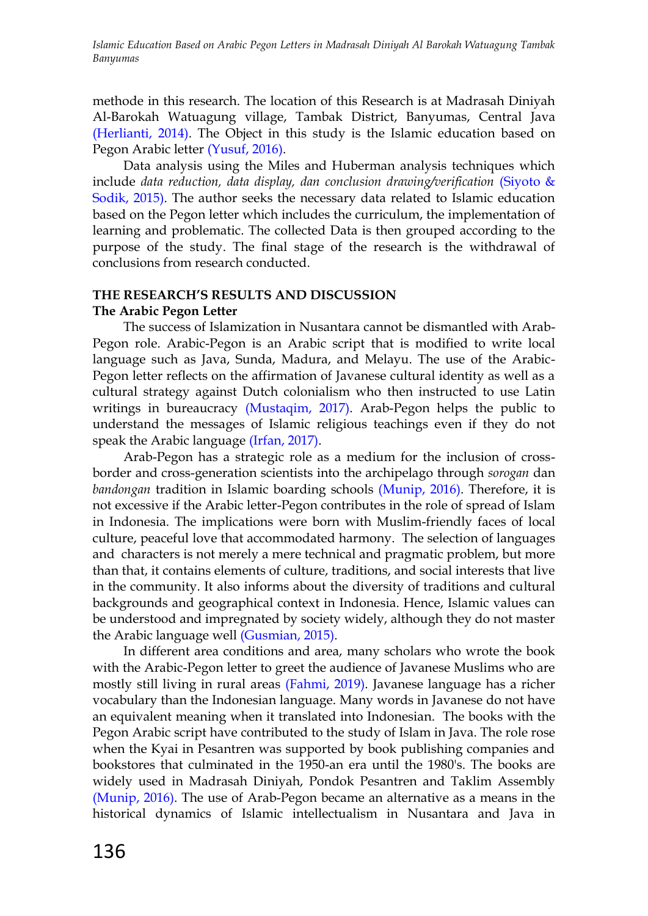methode in this research. The location of this Research is at Madrasah Diniyah Al-Barokah Watuagung village, Tambak District, Banyumas, Central Java (Herlianti, 2014). The Object in this study is the Islamic education based on Pegon Arabic letter (Yusuf, 2016).

Data analysis using the Miles and Huberman analysis techniques which include *data reduction, data display, dan conclusion drawing/verification* (Siyoto & Sodik, 2015). The author seeks the necessary data related to Islamic education based on the Pegon letter which includes the curriculum, the implementation of learning and problematic. The collected Data is then grouped according to the purpose of the study. The final stage of the research is the withdrawal of conclusions from research conducted.

## THE RESEARCH'S RESULTS AND DISCUSSION

### The Arabic Pegon Letter

The success of Islamization in Nusantara cannot be dismantled with Arab-Pegon role. Arabic-Pegon is an Arabic script that is modified to write local language such as Java, Sunda, Madura, and Melayu. The use of the Arabic-Pegon letter reflects on the affirmation of Javanese cultural identity as well as a cultural strategy against Dutch colonialism who then instructed to use Latin writings in bureaucracy (Mustaqim, 2017). Arab-Pegon helps the public to understand the messages of Islamic religious teachings even if they do not speak the Arabic language (Irfan, 2017).

Arab-Pegon has a strategic role as a medium for the inclusion of cross-border and cross-generation scientists into the archipelago through *sorogan* dan *bandongan* tradition in Islamic boarding schools (Munip, 2016). Therefore, it is not excessive if the Arabic letter-Pegon contributes in the role of spread of Islam in Indonesia. The implications were born with Muslim-friendly faces of local culture, peaceful love that accommodated harmony. The selection of languages and characters is not merely a mere technical and pragmatic problem, but more than that, it contains elements of culture, traditions, and social interests that live in the community. It also informs about the diversity of traditions and cultural backgrounds and geographical context in Indonesia. Hence, Islamic values can be understood and impregnated by society widely, although they do not master the Arabic language well (Gusmian, 2015).

In different area conditions and area, many scholars who wrote the book with the Arabic-Pegon letter to greet the audience of Javanese Muslims who are mostly still living in rural areas (Fahmi, 2019). Javanese language has a richer vocabulary than the Indonesian language. Many words in Javanese do not have an equivalent meaning when it translated into Indonesian. The books with the Pegon Arabic script have contributed to the study of Islam in Java. The role rose when the Kyai in Pesantren was supported by book publishing companies and bookstores that culminated in the 1950-an era until the 1980's. The books are widely used in Madrasah Diniyah, Pondok Pesantren and Taklim Assembly (Munip, 2016). The use of Arab-Pegon became an alternative as a means in the historical dynamics of Islamic intellectualism in Nusantara and Java in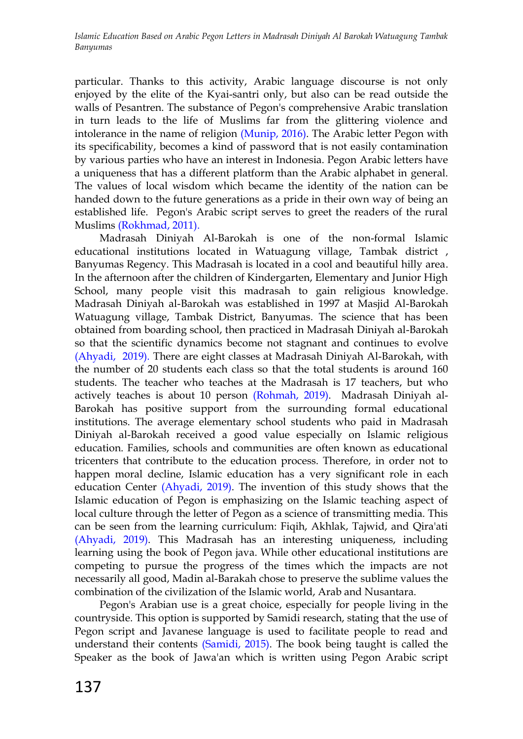particular. Thanks to this activity, Arabic language discourse is not only enjoyed by the elite of the Kyai-santri only, but also can be read outside the walls of Pesantren. The substance of Pegon's comprehensive Arabic translation in turn leads to the life of Muslims far from the glittering violence and intolerance in the name of religion (Munip, 2016). The Arabic letter Pegon with its specificability, becomes a kind of password that is not easily contamination by various parties who have an interest in Indonesia. Pegon Arabic letters have a uniqueness that has a different platform than the Arabic alphabet in general. The values of local wisdom which became the identity of the nation can be handed down to the future generations as a pride in their own way of being an established life. Pegon's Arabic script serves to greet the readers of the rural Muslims (Rokhmad, 2011).

Madrasah Diniyah Al-Barokah is one of the non-formal Islamic educational institutions located in Watuagung village, Tambak district , Banyumas Regency. This Madrasah is located in a cool and beautiful hilly area. In the afternoon after the children of Kindergarten, Elementary and Junior High School, many people visit this madrasah to gain religious knowledge. Madrasah Diniyah al-Barokah was established in 1997 at Masjid Al-Barokah Watuagung village, Tambak District, Banyumas. The science that has been obtained from boarding school, then practiced in Madrasah Diniyah al-Barokah so that the scientific dynamics become not stagnant and continues to evolve (Ahyadi, 2019). There are eight classes at Madrasah Diniyah Al-Barokah, with the number of 20 students each class so that the total students is around 160 students. The teacher who teaches at the Madrasah is 17 teachers, but who actively teaches is about 10 person (Rohmah, 2019). Madrasah Diniyah al-Barokah has positive support from the surrounding formal educational institutions. The average elementary school students who paid in Madrasah Diniyah al-Barokah received a good value especially on Islamic religious education. Families, schools and communities are often known as educational tricenters that contribute to the education process. Therefore, in order not to happen moral decline, Islamic education has a very significant role in each education Center (Ahyadi, 2019). The invention of this study shows that the Islamic education of Pegon is emphasizing on the Islamic teaching aspect of local culture through the letter of Pegon as a science of transmitting media. This can be seen from the learning curriculum: Fiqih, Akhlak, Tajwid, and Qira'ati (Ahyadi, 2019). This Madrasah has an interesting uniqueness, including learning using the book of Pegon java. While other educational institutions are competing to pursue the progress of the times which the impacts are not necessarily all good, Madin al-Barakah chose to preserve the sublime values the combination of the civilization of the Islamic world, Arab and Nusantara.

Pegon's Arabian use is a great choice, especially for people living in the countryside. This option is supported by Samidi research, stating that the use of Pegon script and Javanese language is used to facilitate people to read and understand their contents (Samidi, 2015). The book being taught is called the Speaker as the book of Jawa'an which is written using Pegon Arabic script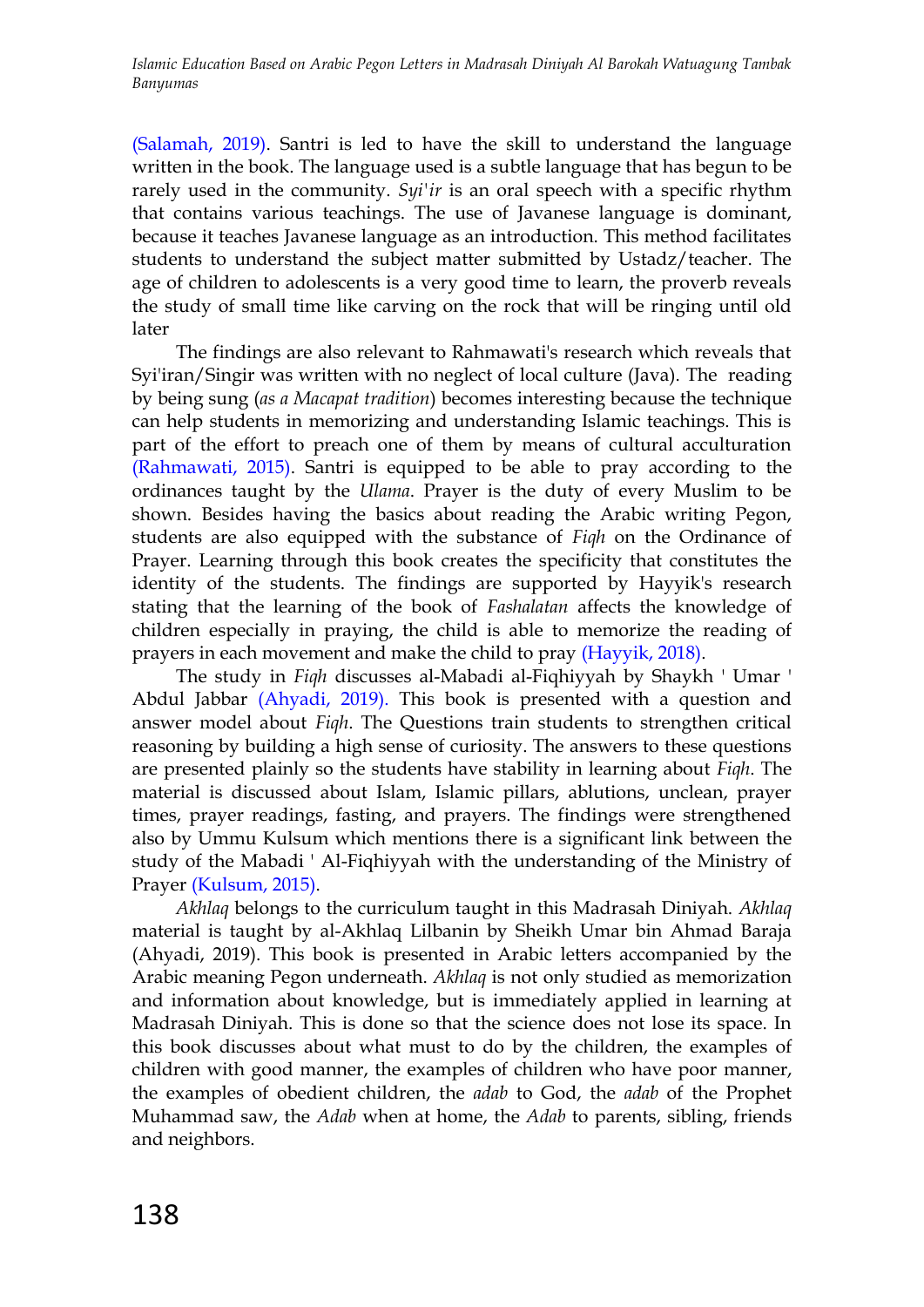(Salamah, 2019). Santri is led to have the skill to understand the language written in the book. The language used is a subtle language that has begun to be rarely used in the community. *Syi'ir* is an oral speech with a specific rhythm that contains various teachings. The use of Javanese language is dominant, because it teaches Javanese language as an introduction. This method facilitates students to understand the subject matter submitted by Ustadz/teacher. The age of children to adolescents is a very good time to learn, the proverb reveals the study of small time like carving on the rock that will be ringing until old later

The findings are also relevant to Rahmawati's research which reveals that Syi'iran/Singir was written with no neglect of local culture (Java). The reading by being sung (*as a Macapat tradition*) becomes interesting because the technique can help students in memorizing and understanding Islamic teachings. This is part of the effort to preach one of them by means of cultural acculturation (Rahmawati, 2015). Santri is equipped to be able to pray according to the ordinances taught by the *Ulama*. Prayer is the duty of every Muslim to be shown. Besides having the basics about reading the Arabic writing Pegon, students are also equipped with the substance of *Fiqh* on the Ordinance of Prayer. Learning through this book creates the specificity that constitutes the identity of the students. The findings are supported by Hayyik's research stating that the learning of the book of *Fashalatan* affects the knowledge of children especially in praying, the child is able to memorize the reading of prayers in each movement and make the child to pray (Hayyik, 2018).

The study in *Fiqh* discusses al-Mabadi al-Fiqhiyyah by Shaykh ' Umar ' Abdul Jabbar (Ahyadi, 2019). This book is presented with a question and answer model about *Fiqh*. The Questions train students to strengthen critical reasoning by building a high sense of curiosity. The answers to these questions are presented plainly so the students have stability in learning about *Fiqh*. The material is discussed about Islam, Islamic pillars, ablutions, unclean, prayer times, prayer readings, fasting, and prayers. The findings were strengthened also by Ummu Kulsum which mentions there is a significant link between the study of the Mabadi ' Al-Fiqhiyyah with the understanding of the Ministry of Prayer (Kulsum, 2015).

*Akhlaq* belongs to the curriculum taught in this Madrasah Diniyah. *Akhlaq* material is taught by al-Akhlaq Lilbanin by Sheikh Umar bin Ahmad Baraja (Ahyadi, 2019). This book is presented in Arabic letters accompanied by the Arabic meaning Pegon underneath. *Akhlaq* is not only studied as memorization and information about knowledge, but is immediately applied in learning at Madrasah Diniyah. This is done so that the science does not lose its space. In this book discusses about what must to do by the children, the examples of children with good manner, the examples of children who have poor manner, the examples of obedient children, the *adab* to God, the *adab* of the Prophet Muhammad saw, the *Adab* when at home, the *Adab* to parents, sibling, friends and neighbors.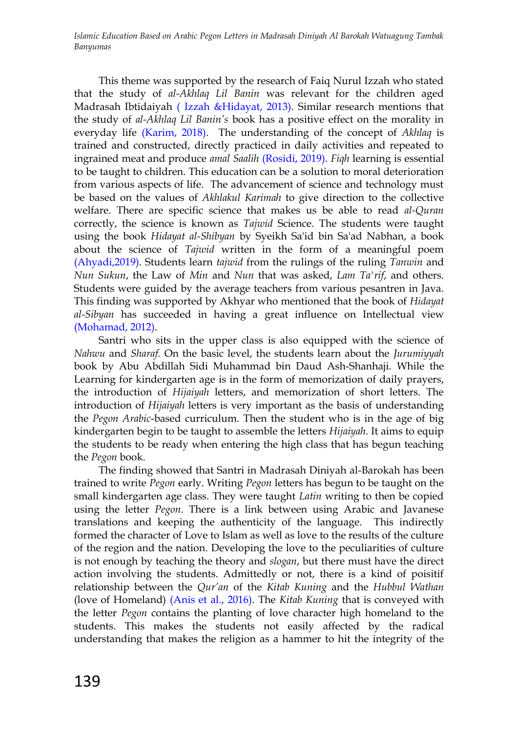This theme was supported by the research of Faiq Nurul Izzah who stated that the study of *al-Akhlaq Lil Banin* was relevant for the children aged Madrasah Ibtidaiyah ( Izzah &Hidayat, 2013). Similar research mentions that the study of *al-Akhlaq Lil Banin's* book has a positive effect on the morality in everyday life (Karim, 2018). The understanding of the concept of *Akhlaq* is trained and constructed, directly practiced in daily activities and repeated to ingrained meat and produce *amal Saalih* (Rosidi, 2019). *Fiqh* learning is essential to be taught to children. This education can be a solution to moral deterioration from various aspects of life. The advancement of science and technology must be based on the values of *Akhlakul Karimah* to give direction to the collective welfare. There are specific science that makes us be able to read *al-Quran* correctly, the science is known as *Tajwid* Science. The students were taught using the book *Hidayat al-Shibyan* by Syeikh Sa'id bin Sa'ad Nabhan, a book about the science of *Tajwid* written in the form of a meaningful poem (Ahyadi,2019). Students learn *tajwid* from the rulings of the ruling *Tanwin* and *Nun Sukun*, the Law of *Min* and *Nun* that was asked, *Lam Ta'rif*, and others. Students were guided by the average teachers from various pesantren in Java. This finding was supported by Akhyar who mentioned that the book of *Hidayat al-Sibyan* has succeeded in having a great influence on Intellectual view (Mohamad, 2012).

Santri who sits in the upper class is also equipped with the science of *Nahwu* and *Sharaf.* On the basic level, the students learn about the *Jurumiyyah* book by Abu Abdillah Sidi Muhammad bin Daud Ash-Shanhaji. While the Learning for kindergarten age is in the form of memorization of daily prayers, the introduction of *Hijaiyah* letters, and memorization of short letters. The introduction of *Hijaiyah* letters is very important as the basis of understanding the *Pegon Arabic*-based curriculum. Then the student who is in the age of big kindergarten begin to be taught to assemble the letters *Hijaiyah*. It aims to equip the students to be ready when entering the high class that has begun teaching the *Pegon* book.

The finding showed that Santri in Madrasah Diniyah al-Barokah has been trained to write *Pegon* early. Writing *Pegon* letters has begun to be taught on the small kindergarten age class. They were taught *Latin* writing to then be copied using the letter *Pegon*. There is a link between using Arabic and Javanese translations and keeping the authenticity of the language. This indirectly formed the character of Love to Islam as well as love to the results of the culture of the region and the nation. Developing the love to the peculiarities of culture is not enough by teaching the theory and *slogan*, but there must have the direct action involving the students. Admittedly or not, there is a kind of poisitif relationship between the *Qur'an* of the *Kitab Kuning* and the *Hubbul Wathan* (love of Homeland) (Anis et al., 2016). The *Kitab Kuning* that is conveyed with the letter *Pegon* contains the planting of love character high homeland to the students. This makes the students not easily affected by the radical understanding that makes the religion as a hammer to hit the integrity of the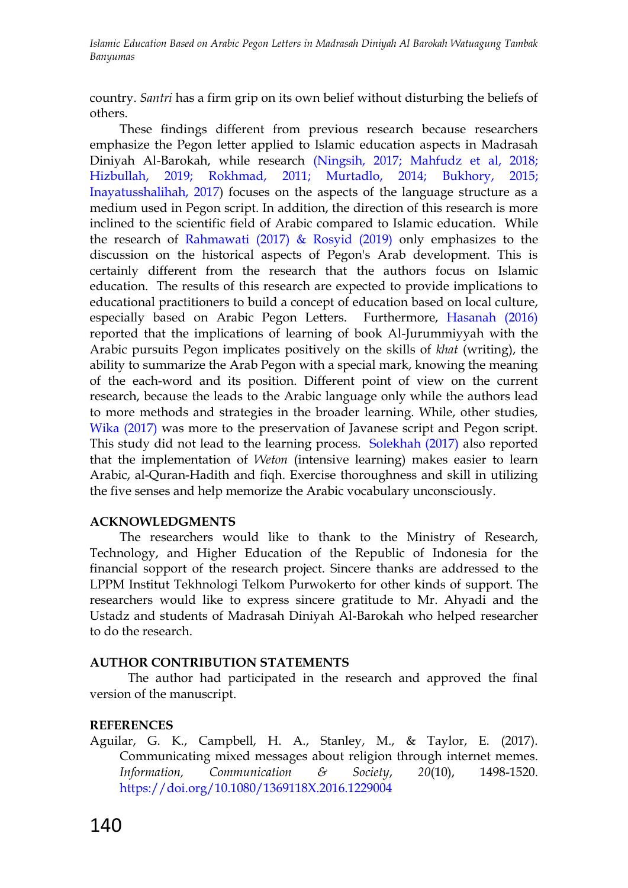country. *Santri* has a firm grip on its own belief without disturbing the beliefs of others.

These findings different from previous research because researchers emphasize the Pegon letter applied to Islamic education aspects in Madrasah Diniyah Al-Barokah, while research (Ningsih, 2017; Mahfudz et al, 2018; Hizbullah, 2019; Rokhmad, 2011; Murtadlo, 2014; Bukhory, 2015; Inayatusshalihah, 2017) focuses on the aspects of the language structure as a medium used in Pegon script. In addition, the direction of this research is more inclined to the scientific field of Arabic compared to Islamic education. While the research of Rahmawati (2017) & Rosyid (2019) only emphasizes to the discussion on the historical aspects of Pegon's Arab development. This is certainly different from the research that the authors focus on Islamic education. The results of this research are expected to provide implications to educational practitioners to build a concept of education based on local culture, especially based on Arabic Pegon Letters. Furthermore, Hasanah (2016) reported that the implications of learning of book Al-Jurummiyyah with the Arabic pursuits Pegon implicates positively on the skills of *khat* (writing), the ability to summarize the Arab Pegon with a special mark, knowing the meaning of the each-word and its position. Different point of view on the current research, because the leads to the Arabic language only while the authors lead to more methods and strategies in the broader learning. While, other studies, Wika (2017) was more to the preservation of Javanese script and Pegon script. This study did not lead to the learning process. Solekhah (2017) also reported that the implementation of *Weton* (intensive learning) makes easier to learn Arabic, al-Quran-Hadith and fiqh. Exercise thoroughness and skill in utilizing the five senses and help memorize the Arabic vocabulary unconsciously.

## ACKNOWLEDGMENTS

The researchers would like to thank to the Ministry of Research, Technology, and Higher Education of the Republic of Indonesia for the financial sopport of the research project. Sincere thanks are addressed to the LPPM Institut Tekhnologi Telkom Purwokerto for other kinds of support. The researchers would like to express sincere gratitude to Mr. Ahyadi and the Ustadz and students of Madrasah Diniyah Al-Barokah who helped researcher to do the research.

## AUTHOR CONTRIBUTION STATEMENTS

The author had participated in the research and approved the final version of the manuscript.

## REFERENCES

Aguilar, G. K., Campbell, H. A., Stanley, M., & Taylor, E. (2017). Communicating mixed messages about religion through internet memes. *Information, Communication & Society*, *20*(10), 1498-1520. https://doi.org/10.1080/1369118X.2016.1229004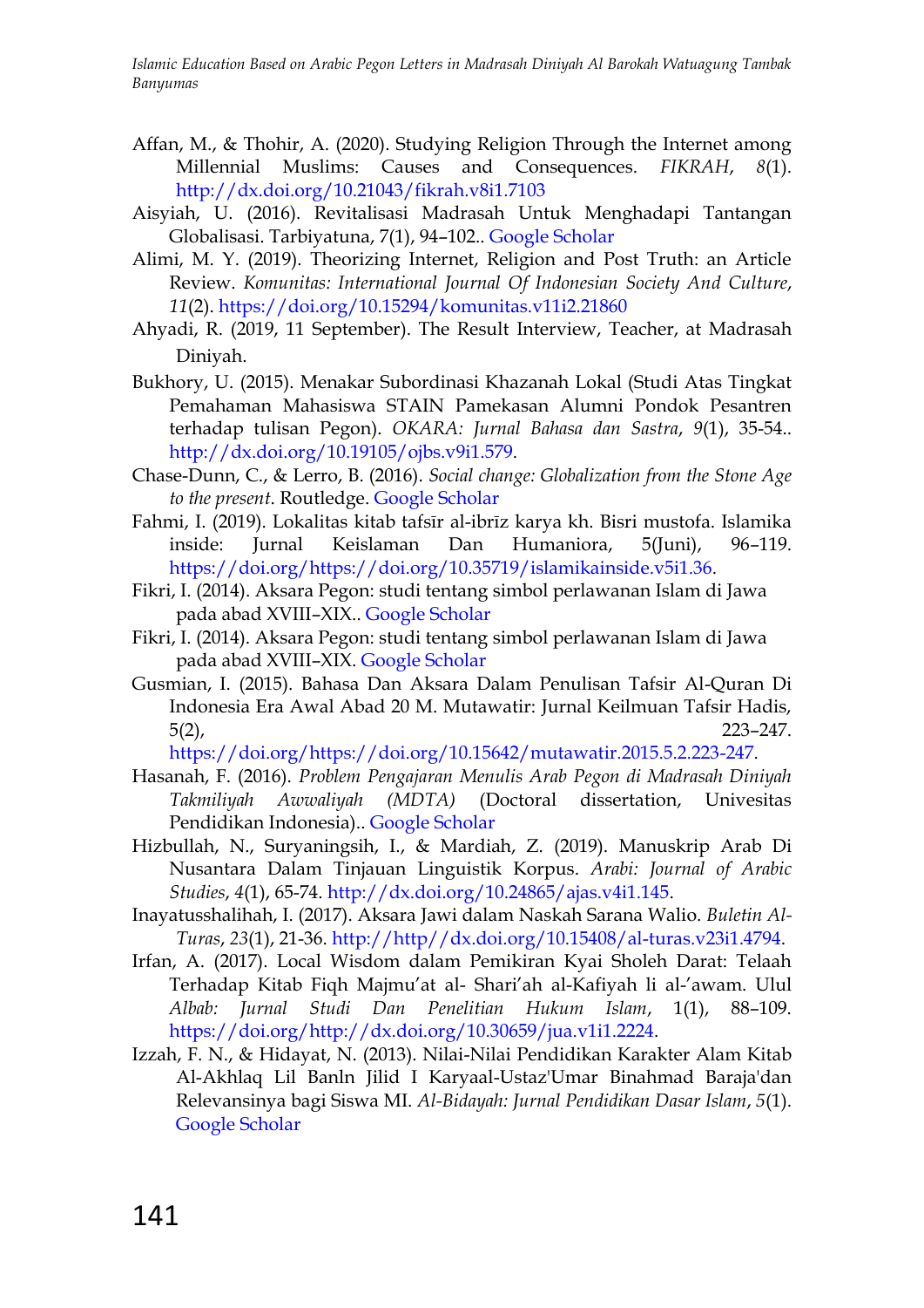Affan, M., & Thohir, A. (2020). Studying Religion Through the Internet among Millennial Muslims: Causes and Consequences. *FIKRAH*, *8*(1). http://dx.doi.org/10.21043/fikrah.v8i1.7103

Aisyiah, U. (2016). Revitalisasi Madrasah Untuk Menghadapi Tantangan Globalisasi. Tarbiyatuna, 7(1), 94–102.. Google Scholar

Alimi, M. Y. (2019). Theorizing Internet, Religion and Post Truth: an Article Review. *Komunitas: International Journal Of Indonesian Society And Culture*, *11*(2). https://doi.org/10.15294/komunitas.v11i2.21860

Ahyadi, R. (2019, 11 September). The Result Interview, Teacher, at Madrasah Diniyah.

Bukhory, U. (2015). Menakar Subordinasi Khazanah Lokal (Studi Atas Tingkat Pemahaman Mahasiswa STAIN Pamekasan Alumni Pondok Pesantren terhadap tulisan Pegon). *OKARA: Jurnal Bahasa dan Sastra*, *9*(1), 35-54.. http://dx.doi.org/10.19105/ojbs.v9i1.579.

Chase-Dunn, C., & Lerro, B. (2016). *Social change: Globalization from the Stone Age to the present*. Routledge. Google Scholar

Fahmi, I. (2019). Lokalitas kitab tafsīr al-ibrīz karya kh. Bisri mustofa. Islamika inside: Jurnal Keislaman Dan Humaniora, 5(Juni), 96–119. https://doi.org/https://doi.org/10.35719/islamikainside.v5i1.36.

Fikri, I. (2014). Aksara Pegon: studi tentang simbol perlawanan Islam di Jawa pada abad XVIII–XIX.. Google Scholar

Fikri, I. (2014). Aksara Pegon: studi tentang simbol perlawanan Islam di Jawa pada abad XVIII–XIX. Google Scholar

Gusmian, I. (2015). Bahasa Dan Aksara Dalam Penulisan Tafsir Al-Quran Di Indonesia Era Awal Abad 20 M. Mutawatir: Jurnal Keilmuan Tafsir Hadis, 5(2), 223–247. https://doi.org/https://doi.org/10.15642/mutawatir.2015.5.2.223-247.

Hasanah, F. (2016). *Problem Pengajaran Menulis Arab Pegon di Madrasah Diniyah Takmiliyah Awwaliyah (MDTA)* (Doctoral dissertation, Univesitas Pendidikan Indonesia).. Google Scholar

Hizbullah, N., Suryaningsih, I., & Mardiah, Z. (2019). Manuskrip Arab Di Nusantara Dalam Tinjauan Linguistik Korpus. *Arabi: Journal of Arabic Studies*, *4*(1), 65-74. http://dx.doi.org/10.24865/ajas.v4i1.145.

Inayatusshalihah, I. (2017). Aksara Jawi dalam Naskah Sarana Walio. *Buletin Al-Turas*, *23*(1), 21-36. http://http//dx.doi.org/10.15408/al-turas.v23i1.4794.

Irfan, A. (2017). Local Wisdom dalam Pemikiran Kyai Sholeh Darat: Telaah Terhadap Kitab Fiqh Majmu'at al- Shari'ah al-Kafiyah li al-'awam. Ulul *Albab: Jurnal Studi Dan Penelitian Hukum Islam*, 1(1), 88–109. https://doi.org/http://dx.doi.org/10.30659/jua.v1i1.2224.

Izzah, F. N., & Hidayat, N. (2013). Nilai-Nilai Pendidikan Karakter Alam Kitab Al-Akhlaq Lil Banln Jilid I Karyaal-Ustaz'Umar Binahmad Baraja'dan Relevansinya bagi Siswa MI. *Al-Bidayah: Jurnal Pendidikan Dasar Islam*, *5*(1). Google Scholar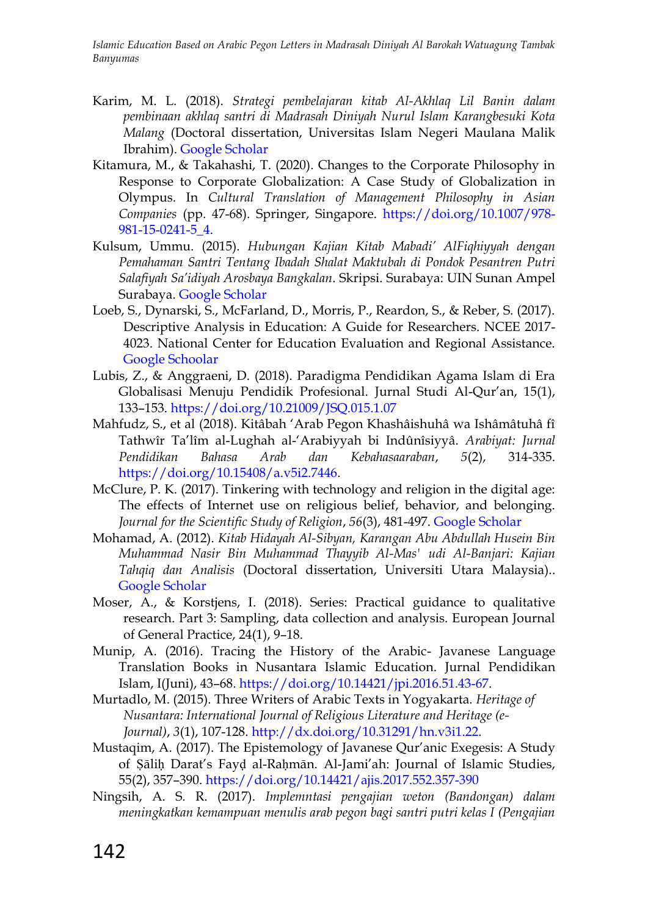Karim, M. L. (2018). *Strategi pembelajaran kitab Al-Akhlaq Lil Banin dalam pembinaan akhlaq santri di Madrasah Diniyah Nurul Islam Karangbesuki Kota Malang* (Doctoral dissertation, Universitas Islam Negeri Maulana Malik Ibrahim). Google Scholar

Kitamura, M., & Takahashi, T. (2020). Changes to the Corporate Philosophy in Response to Corporate Globalization: A Case Study of Globalization in Olympus. In *Cultural Translation of Management Philosophy in Asian Companies* (pp. 47-68). Springer, Singapore. https://doi.org/10.1007/978-981-15-0241-5_4.

Kulsum, Ummu. (2015). *Hubungan Kajian Kitab Mabadi' AlFiqhiyyah dengan Pemahaman Santri Tentang Ibadah Shalat Maktubah di Pondok Pesantren Putri Salafiyah Sa'idiyah Arosbaya Bangkalan*. Skripsi. Surabaya: UIN Sunan Ampel Surabaya. Google Scholar

Loeb, S., Dynarski, S., McFarland, D., Morris, P., Reardon, S., & Reber, S. (2017). Descriptive Analysis in Education: A Guide for Researchers. NCEE 2017-4023. National Center for Education Evaluation and Regional Assistance. Google Scholar

Lubis, Z., & Anggraeni, D. (2018). Paradigma Pendidikan Agama Islam di Era Globalisasi Menuju Pendidik Profesional. Jurnal Studi Al-Qur'an, 15(1), 133–153. https://doi.org/10.21009/JSQ.015.1.07

Mahfudz, S., et al (2018). Kitâbah 'Arab Pegon Khashâishuhâ wa Ishâmâtuhâ fî Tathwîr Ta'lîm al-Lughah al-'Arabiyyah bi Indûnîsiyyâ. *Arabiyat: Jurnal Pendidikan Bahasa Arab dan Kebahasaaraban*, *5*(2), 314-335. https://doi.org/10.15408/a.v5i2.7446.

McClure, P. K. (2017). Tinkering with technology and religion in the digital age: The effects of Internet use on religious belief, behavior, and belonging. *Journal for the Scientific Study of Religion*, *56*(3), 481-497. Google Scholar

Mohamad, A. (2012). *Kitab Hidayah Al-Sibyan, Karangan Abu Abdullah Husein Bin Muhammad Nasir Bin Muhammad Thayyib Al-Mas' udi Al-Banjari: Kajian Tahqiq dan Analisis* (Doctoral dissertation, Universiti Utara Malaysia).. Google Scholar

Moser, A., & Korstjens, I. (2018). Series: Practical guidance to qualitative research. Part 3: Sampling, data collection and analysis. European Journal of General Practice, 24(1), 9–18.

Munip, A. (2016). Tracing the History of the Arabic- Javanese Language Translation Books in Nusantara Islamic Education. Jurnal Pendidikan Islam, I(Juni), 43–68. https://doi.org/10.14421/jpi.2016.51.43-67.

Murtadlo, M. (2015). Three Writers of Arabic Texts in Yogyakarta. *Heritage of Nusantara: International Journal of Religious Literature and Heritage (e-Journal)*, *3*(1), 107-128. http://dx.doi.org/10.31291/hn.v3i1.22.

Mustaqim, A. (2017). The Epistemology of Javanese Qur'anic Exegesis: A Study of Ṣāliḥ Darat's Fayḍ al-Raḥmān. Al-Jami'ah: Journal of Islamic Studies, 55(2), 357–390. https://doi.org/10.14421/ajis.2017.552.357-390

Ningsih, A. S. R. (2017). *Implemntasi pengajian weton (Bandongan) dalam meningkatkan kemampuan menulis arab pegon bagi santri putri kelas I (Pengajian*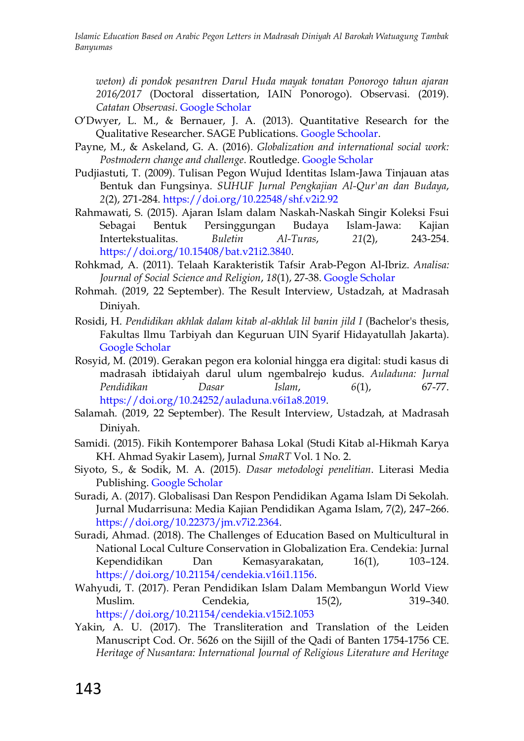*weton) di pondok pesantren Darul Huda mayak tonatan Ponorogo tahun ajaran 2016/2017* (Doctoral dissertation, IAIN Ponorogo). Observasi. (2019). *Catatan Observasi*. Google Scholar

O'Dwyer, L. M., & Bernauer, J. A. (2013). Quantitative Research for the Qualitative Researcher. SAGE Publications. Google Schoolar.

Payne, M., & Askeland, G. A. (2016). *Globalization and international social work: Postmodern change and challenge*. Routledge. Google Scholar

Pudjiastuti, T. (2009). Tulisan Pegon Wujud Identitas Islam-Jawa Tinjauan atas Bentuk dan Fungsinya. *SUHUF Jurnal Pengkajian Al-Qur'an dan Budaya*, *2*(2), 271-284. https://doi.org/10.22548/shf.v2i2.92

Rahmawati, S. (2015). Ajaran Islam dalam Naskah-Naskah Singir Koleksi Fsui Sebagai Bentuk Persinggungan Budaya Islam-Jawa: Kajian Intertekstualitas. *Buletin Al-Turas*, *21*(2), 243-254. https://doi.org/10.15408/bat.v21i2.3840.

Rohkmad, A. (2011). Telaah Karakteristik Tafsir Arab-Pegon Al-Ibriz. *Analisa: Journal of Social Science and Religion*, *18*(1), 27-38. Google Scholar

Rohmah. (2019, 22 September). The Result Interview, Ustadzah, at Madrasah Diniyah.

Rosidi, H. *Pendidikan akhlak dalam kitab al-akhlak lil banin jild I* (Bachelor's thesis, Fakultas Ilmu Tarbiyah dan Keguruan UIN Syarif Hidayatullah Jakarta). Google Scholar

Rosyid, M. (2019). Gerakan pegon era kolonial hingga era digital: studi kasus di madrasah ibtidaiyah darul ulum ngembalrejo kudus. *Auladuna: Jurnal Pendidikan Dasar Islam*, *6*(1), 67-77. https://doi.org/10.24252/auladuna.v6i1a8.2019.

Salamah. (2019, 22 September). The Result Interview, Ustadzah, at Madrasah Diniyah.

Samidi. (2015). Fikih Kontemporer Bahasa Lokal (Studi Kitab al-Hikmah Karya KH. Ahmad Syakir Lasem), Jurnal *SmaRT* Vol. 1 No. 2.

Siyoto, S., & Sodik, M. A. (2015). *Dasar metodologi penelitian*. Literasi Media Publishing. Google Scholar

Suradi, A. (2017). Globalisasi Dan Respon Pendidikan Agama Islam Di Sekolah. Jurnal Mudarrisuna: Media Kajian Pendidikan Agama Islam, 7(2), 247–266. https://doi.org/10.22373/jm.v7i2.2364.

Suradi, Ahmad. (2018). The Challenges of Education Based on Multicultural in National Local Culture Conservation in Globalization Era. Cendekia: Jurnal Kependidikan Dan Kemasyarakatan, 16(1), 103–124. https://doi.org/10.21154/cendekia.v16i1.1156.

Wahyudi, T. (2017). Peran Pendidikan Islam Dalam Membangun World View Muslim. Cendekia, 15(2), 319–340. https://doi.org/10.21154/cendekia.v15i2.1053

Yakin, A. U. (2017). The Transliteration and Translation of the Leiden Manuscript Cod. Or. 5626 on the Sijill of the Qadi of Banten 1754-1756 CE. *Heritage of Nusantara: International Journal of Religious Literature and Heritage*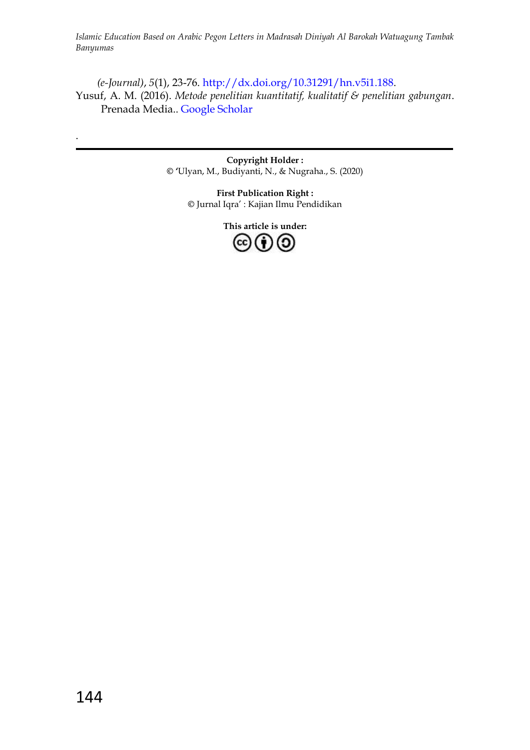*(e-Journal)*, *5*(1), 23-76. http://dx.doi.org/10.31291/hn.v5i1.188.

Yusuf, A. M. (2016). *Metode penelitian kuantitatif, kualitatif & penelitian gabungan*. Prenada Media.. Google Scholar

.

---

**Copyright Holder :**
© 'Ulyan, M., Budiyanti, N., & Nugraha., S. (2020)

**First Publication Right :**
© Jurnal Iqra' : Kajian Ilmu Pendidikan

**This article is under:**